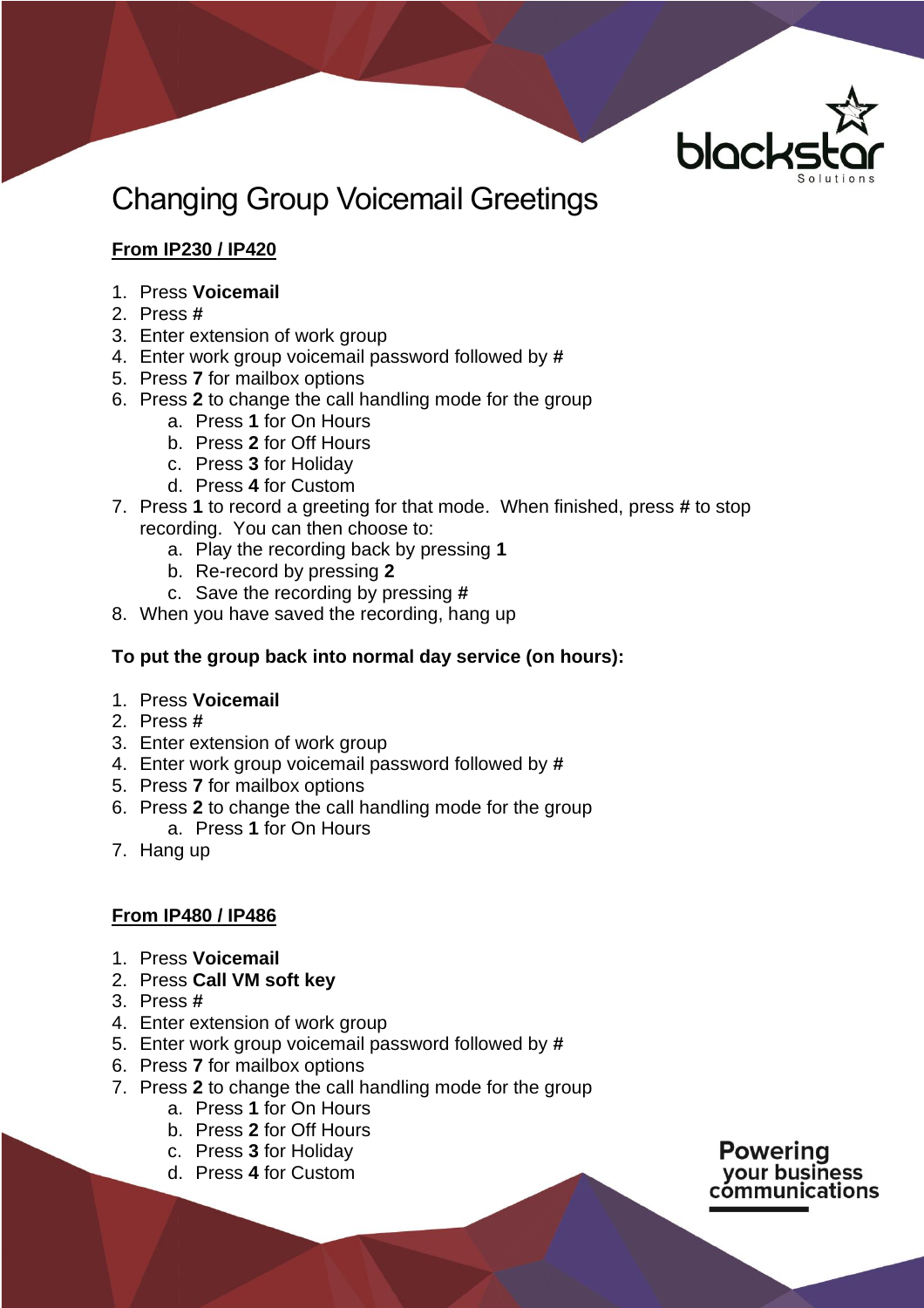# Changing Group Voicemail Greetings

## From IP230 / IP420

1. Press **Voicemail**
2. Press **#**
3. Enter extension of work group
4. Enter work group voicemail password followed by **#**
5. Press **7** for mailbox options
6. Press **2** to change the call handling mode for the group
    a. Press **1** for On Hours
    b. Press **2** for Off Hours
    c. Press **3** for Holiday
    d. Press **4** for Custom
7. Press **1** to record a greeting for that mode. When finished, press **#** to stop recording. You can then choose to:
    a. Play the recording back by pressing **1**
    b. Re-record by pressing **2**
    c. Save the recording by pressing **#**
8. When you have saved the recording, hang up

**To put the group back into normal day service (on hours):**

1. Press **Voicemail**
2. Press **#**
3. Enter extension of work group
4. Enter work group voicemail password followed by **#**
5. Press **7** for mailbox options
6. Press **2** to change the call handling mode for the group
    a. Press **1** for On Hours
7. Hang up

## From IP480 / IP486

1. Press **Voicemail**
2. Press **Call VM soft key**
3. Press **#**
4. Enter extension of work group
5. Enter work group voicemail password followed by **#**
6. Press **7** for mailbox options
7. Press **2** to change the call handling mode for the group
    a. Press **1** for On Hours
    b. Press **2** for Off Hours
    c. Press **3** for Holiday
    d. Press **4** for Custom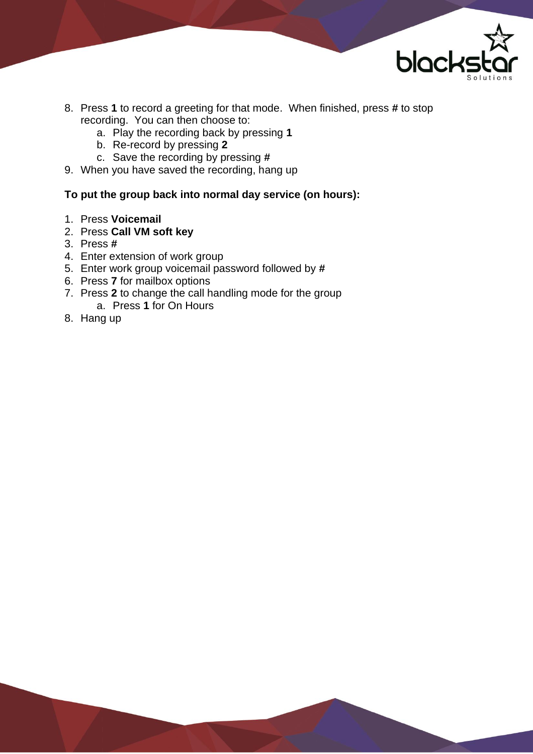8. Press **1** to record a greeting for that mode. When finished, press **#** to stop recording. You can then choose to:
   a. Play the recording back by pressing **1**
   b. Re-record by pressing **2**
   c. Save the recording by pressing **#**
9. When you have saved the recording, hang up

**To put the group back into normal day service (on hours):**

1. Press **Voicemail**
2. Press **Call VM soft key**
3. Press **#**
4. Enter extension of work group
5. Enter work group voicemail password followed by **#**
6. Press **7** for mailbox options
7. Press **2** to change the call handling mode for the group
   a. Press **1** for On Hours
8. Hang up